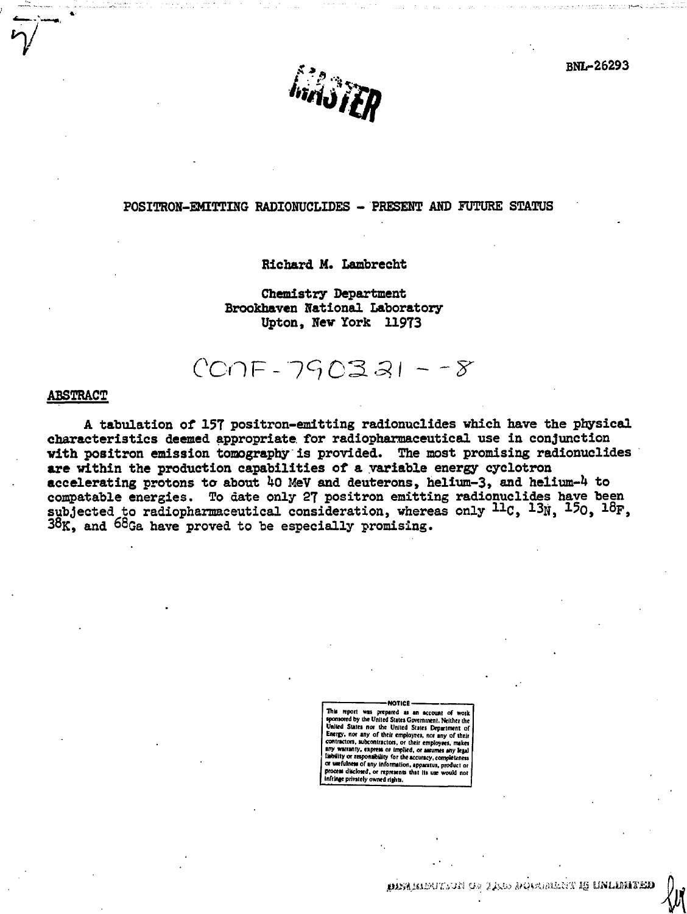BNL-26293

# POSITRON-EMITTING RADIONUCLIDES - PRESENT AND FUTURE STATUS

Richard M. Lambrecht

Chemistry Department
Brookhaven National Laboratory
Upton, New York 11973

CONF-790321--8

## ABSTRACT

A tabulation of 157 positron-emitting radionuclides which have the physical characteristics deemed appropriate for radiopharmaceutical use in conjunction with positron emission tomography is provided. The most promising radionuclides are within the production capabilities of a variable energy cyclotron accelerating protons to about 40 MeV and deuterons, helium-3, and helium-4 to compatable energies. To date only 27 positron emitting radionuclides have been subjected to radiopharmaceutical consideration, whereas only $^{11}C$, $^{13}N$, $^{15}O$, $^{18}F$, $^{38}K$, and $^{68}Ga$ have proved to be especially promising.

NOTICE

This report was prepared as an account of work sponsored by the United States Government. Neither the United States nor the United States Department of Energy, nor any of their employees, nor any of their contractors, subcontractors, or their employees, makes any warranty, express or implied, or assumes any legal liability or responsibility for the accuracy, completeness or usefulness of any information, apparatus, product or process disclosed, or represents that its use would not infringe privately owned rights.

DISTRIBUTION OF THIS DOCUMENT IS UNLIMITED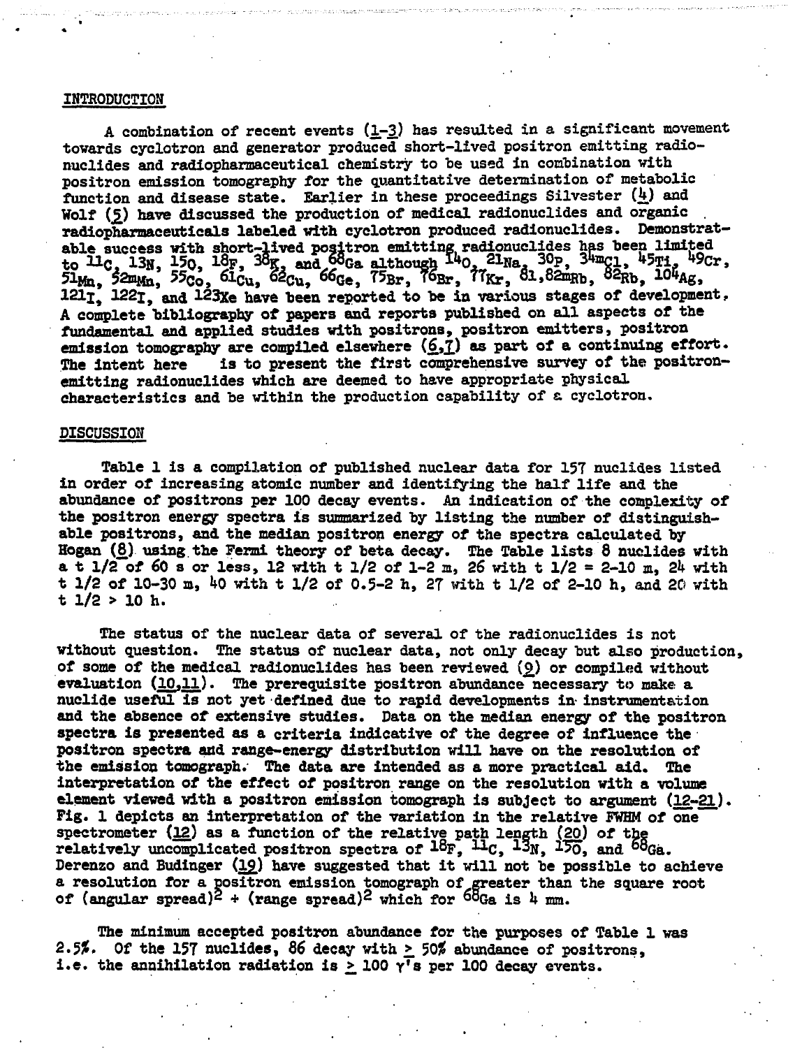## INTRODUCTION

A combination of recent events (1-3) has resulted in a significant movement towards cyclotron and generator produced short-lived positron emitting radionuclides and radiopharmaceutical chemistry to be used in combination with positron emission tomography for the quantitative determination of metabolic function and disease state. Earlier in these proceedings Silvester (4) and Wolf (5) have discussed the production of medical radionuclides and organic radiopharmaceuticals labeled with cyclotron produced radionuclides. Demonstratable success with short-lived positron emitting radionuclides has been limited to $^{11}C$, $^{13}N$, $^{15}O$, $^{18}F$, $^{38}K$, and $^{68}Ga$ although $^{14}O$, $^{21}Na$, $^{30}P$, $^{34m}Cl$, $^{45}Ti$, $^{49}Cr$, $^{51}Mn$, $^{52m}Mn$, $^{55}Co$, $^{61}Cu$, $^{62}Cu$, $^{66}Ge$, $^{75}Br$, $^{76}Br$, $^{77}Kr$, $^{81,82m}Rb$, $^{82}Rb$, $^{104}Ag$, $^{121}I$, $^{122}I$, and $^{123}Xe$ have been reported to be in various stages of development. A complete bibliography of papers and reports published on all aspects of the fundamental and applied studies with positrons, positron emitters, positron emission tomography are compiled elsewhere (6,7) as part of a continuing effort. The intent here is to present the first comprehensive survey of the positron-emitting radionuclides which are deemed to have appropriate physical characteristics and be within the production capability of a cyclotron.

## DISCUSSION

Table 1 is a compilation of published nuclear data for 157 nuclides listed in order of increasing atomic number and identifying the half life and the abundance of positrons per 100 decay events. An indication of the complexity of the positron energy spectra is summarized by listing the number of distinguishable positrons, and the median positron energy of the spectra calculated by Hogan (8) using the Fermi theory of beta decay. The Table lists 8 nuclides with a t 1/2 of 60 s or less, 12 with t 1/2 of 1-2 m, 26 with t 1/2 = 2-10 m, 24 with t 1/2 of 10-30 m, 40 with t 1/2 of 0.5-2 h, 27 with t 1/2 of 2-10 h, and 20 with t 1/2 > 10 h.

The status of the nuclear data of several of the radionuclides is not without question. The status of nuclear data, not only decay but also production, of some of the medical radionuclides has been reviewed (9) or compiled without evaluation (10,11). The prerequisite positron abundance necessary to make a nuclide useful is not yet defined due to rapid developments in instrumentation and the absence of extensive studies. Data on the median energy of the positron spectra is presented as a criteria indicative of the degree of influence the positron spectra and range-energy distribution will have on the resolution of the emission tomograph. The data are intended as a more practical aid. The interpretation of the effect of positron range on the resolution with a volume element viewed with a positron emission tomograph is subject to argument (12-21). Fig. 1 depicts an interpretation of the variation in the relative FWHM of one spectrometer (12) as a function of the relative path length (20) of the relatively uncomplicated positron spectra of $^{18}F$, $^{11}C$, $^{13}N$, $^{15}O$, and $^{68}Ga$. Derenzo and Budinger (19) have suggested that it will not be possible to achieve a resolution for a positron emission tomograph of greater than the square root of $(\text{angular spread})^2 + (\text{range spread})^2$ which for $^{68}Ga$ is 4 mm.

The minimum accepted positron abundance for the purposes of Table 1 was 2.5%. Of the 157 nuclides, 86 decay with $\geq$ 50% abundance of positrons, i.e. the annihilation radiation is $\geq$ 100 $\gamma$'s per 100 decay events.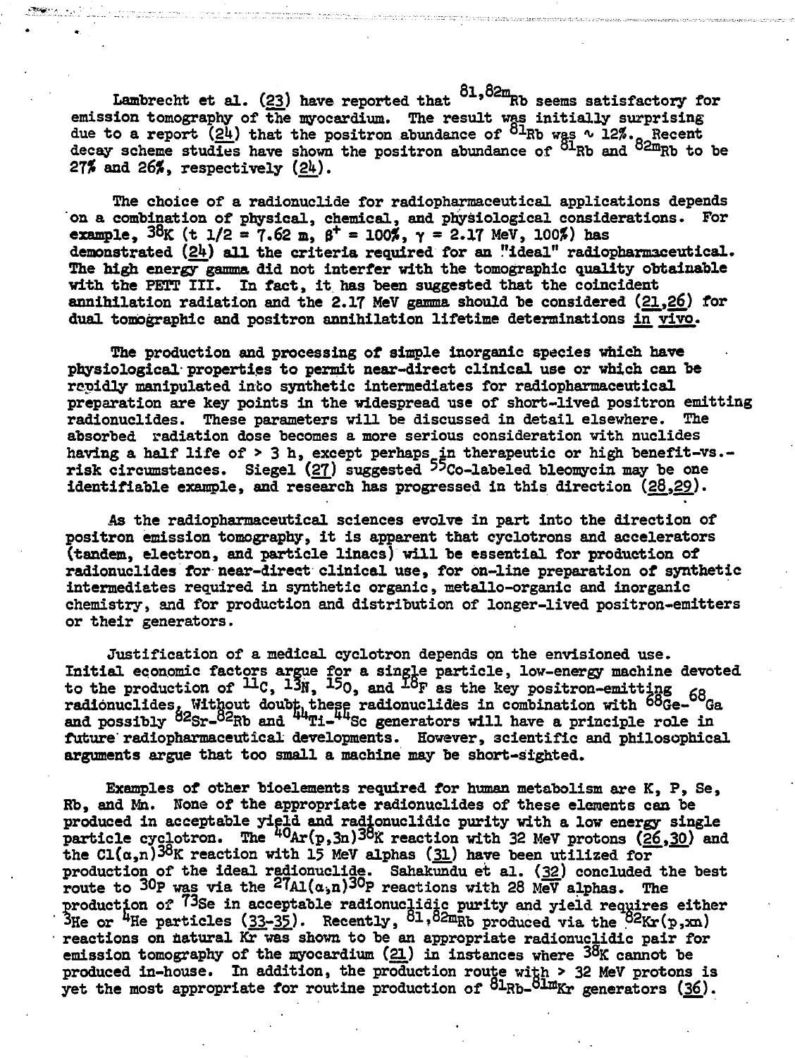Lambrecht et al. (23) have reported that $^{81,82m}$Rb seems satisfactory for emission tomography of the myocardium. The result was initially surprising due to a report (24) that the positron abundance of $^{81}$Rb was ~ 12%. Recent decay scheme studies have shown the positron abundance of $^{81}$Rb and $^{82m}$Rb to be 27% and 26%, respectively (24).

The choice of a radionuclide for radiopharmaceutical applications depends on a combination of physical, chemical, and physiological considerations. For example, $^{38}$K (t 1/2 = 7.62 m, $\beta^+$ = 100%, $\gamma$ = 2.17 MeV, 100%) has demonstrated (24) all the criteria required for an "ideal" radiopharmaceutical. The high energy gamma did not interfer with the tomographic quality obtainable with the PETT III. In fact, it has been suggested that the coincident annihilation radiation and the 2.17 MeV gamma should be considered (21,26) for dual tomographic and positron annihilation lifetime determinations *in vivo*.

The production and processing of simple inorganic species which have physiological properties to permit near-direct clinical use or which can be rapidly manipulated into synthetic intermediates for radiopharmaceutical preparation are key points in the widespread use of short-lived positron emitting radionuclides. These parameters will be discussed in detail elsewhere. The absorbed radiation dose becomes a more serious consideration with nuclides having a half life of > 3 h, except perhaps in therapeutic or high benefit-vs.-risk circumstances. Siegel (27) suggested $^{55}$Co-labeled bleomycin may be one identifiable example, and research has progressed in this direction (28,29).

As the radiopharmaceutical sciences evolve in part into the direction of positron emission tomography, it is apparent that cyclotrons and accelerators (tandem, electron, and particle linacs) will be essential for production of radionuclides for near-direct clinical use, for on-line preparation of synthetic intermediates required in synthetic organic, metallo-organic and inorganic chemistry, and for production and distribution of longer-lived positron-emitters or their generators.

Justification of a medical cyclotron depends on the envisioned use. Initial economic factors argue for a single particle, low-energy machine devoted to the production of $^{11}$C, $^{13}$N, $^{15}$O, and $^{18}$F as the key positron-emitting radionuclides. Without doubt these radionuclides in combination with $^{68}$Ge-$^{68}$Ga and possibly $^{82}$Sr-$^{82}$Rb and $^{44}$Ti-$^{44}$Sc generators will have a principle role in future radiopharmaceutical developments. However, scientific and philosophical arguments argue that too small a machine may be short-sighted.

Examples of other bioelements required for human metabolism are K, P, Se, Rb, and Mn. None of the appropriate radionuclides of these elements can be produced in acceptable yield and radionuclidic purity with a low energy single particle cyclotron. The $^{40}$Ar(p,3n)$^{38}$K reaction with 32 MeV protons (26,30) and the Cl($\alpha$,n)$^{38}$K reaction with 15 MeV alphas (31) have been utilized for production of the ideal radionuclide. Sahakundu et al. (32) concluded the best route to $^{30}$P was via the $^{27}$Al($\alpha$,n)$^{30}$P reactions with 28 MeV alphas. The production of $^{73}$Se in acceptable radionuclidic purity and yield requires either $^{3}$He or $^{4}$He particles (33-35). Recently, $^{81,82m}$Rb produced via the $^{82}$Kr(p,xn) reactions on natural Kr was shown to be an appropriate radionuclidic pair for emission tomography of the myocardium (21) in instances where $^{38}$K cannot be produced in-house. In addition, the production route with > 32 MeV protons is yet the most appropriate for routine production of $^{81}$Rb-$^{81m}$Kr generators (36).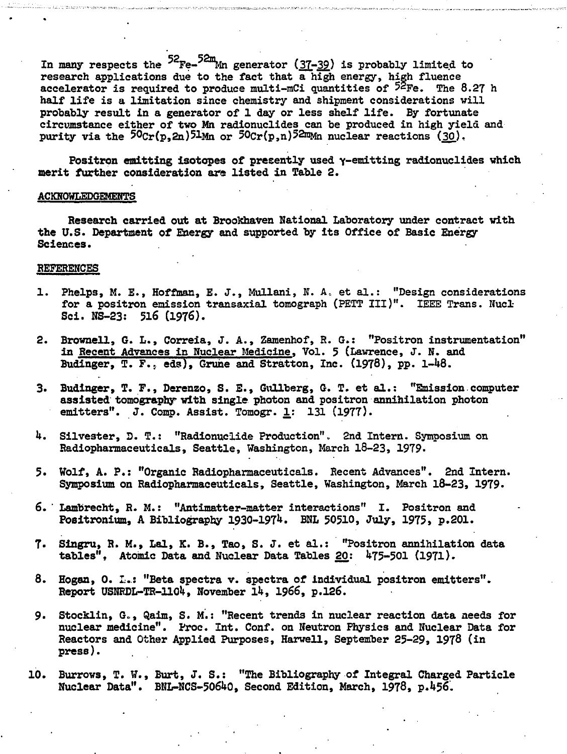In many respects the $^{52}Fe$-$^{52m}Mn$ generator (37-39) is probably limited to research applications due to the fact that a high energy, high fluence accelerator is required to produce multi-mCi quantities of $^{52}Fe$. The 8.27 h half life is a limitation since chemistry and shipment considerations will probably result in a generator of 1 day or less shelf life. By fortunate circumstance either of two Mn radionuclides can be produced in high yield and purity via the $^{50}Cr(p,2n)^{51}Mn$ or $^{50}Cr(p,n)^{52m}Mn$ nuclear reactions (30).

Positron emitting isotopes of presently used γ-emitting radionuclides which merit further consideration are listed in Table 2.

## ACKNOWLEDGEMENTS

Research carried out at Brookhaven National Laboratory under contract with the U.S. Department of Energy and supported by its Office of Basic Energy Sciences.

## REFERENCES

1. Phelps, M. E., Hoffman, E. J., Mullani, N. A. et al.: "Design considerations for a positron emission transaxial tomograph (PETT III)". IEEE Trans. Nucl Sci. NS-23: 516 (1976).

2. Brownell, G. L., Correia, J. A., Zamenhof, R. G.: "Positron instrumentation" in Recent Advances in Nuclear Medicine, Vol. 5 (Lawrence, J. N. and Budinger, T. F., eds), Grune and Stratton, Inc. (1978), pp. 1-48.

3. Budinger, T. F., Derenzo, S. E., Gullberg, G. T. et al.: "Emission computer assisted tomography with single photon and positron annihilation photon emitters". J. Comp. Assist. Tomogr. 1: 131 (1977).

4. Silvester, D. T.: "Radionuclide Production". 2nd Intern. Symposium on Radiopharmaceuticals, Seattle, Washington, March 18-23, 1979.

5. Wolf, A. P.: "Organic Radiopharmaceuticals. Recent Advances". 2nd Intern. Symposium on Radiopharmaceuticals, Seattle, Washington, March 18-23, 1979.

6. Lambrecht, R. M.: "Antimatter-matter interactions" I. Positron and Positronium, A Bibliography 1930-1974. BNL 50510, July, 1975, p.201.

7. Singru, R. M., Lal, K. B., Tao, S. J. et al.: "Positron annihilation data tables", Atomic Data and Nuclear Data Tables 20: 475-501 (1971).

8. Hogan, O. L.: "Beta spectra v. spectra of individual positron emitters". Report USNRDL-TR-1104, November 14, 1966, p.126.

9. Stocklin, G., Qaim, S. M.: "Recent trends in nuclear reaction data needs for nuclear medicine". Proc. Int. Conf. on Neutron Physics and Nuclear Data for Reactors and Other Applied Purposes, Harwell, September 25-29, 1978 (in press).

10. Burrows, T. W., Burt, J. S.: "The Bibliography of Integral Charged Particle Nuclear Data". BNL-NCS-50640, Second Edition, March, 1978, p.456.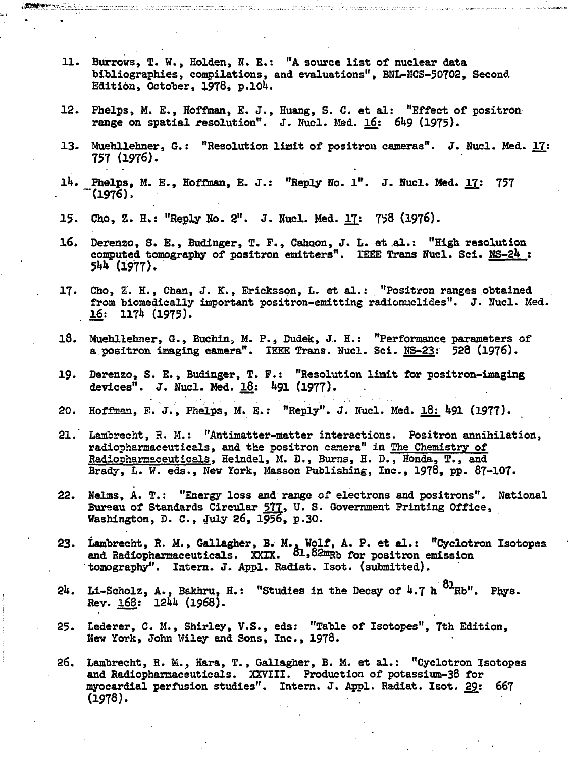11. Burrows, T. W., Holden, N. E.: "A source list of nuclear data bibliographies, compilations, and evaluations", BNL-NCS-50702, Second Edition, October, 1978, p.104.

12. Phelps, M. E., Hoffman, E. J., Huang, S. C. et al: "Effect of positron range on spatial resolution". J. Nucl. Med. 16: 649 (1975).

13. Muehllehner, G.: "Resolution limit of positron cameras". J. Nucl. Med. 17: 757 (1976).

14. Phelps, M. E., Hoffman, E. J.: "Reply No. 1". J. Nucl. Med. 17: 757 (1976).

15. Cho, Z. H.: "Reply No. 2". J. Nucl. Med. 17: 758 (1976).

16. Derenzo, S. E., Budinger, T. F., Cahoon, J. L. et al.: "High resolution computed tomography of positron emitters". IEEE Trans Nucl. Sci. NS-24 : 544 (1977).

17. Cho, Z. H., Chan, J. K., Ericksson, L. et al.: "Positron ranges obtained from biomedically important positron-emitting radionuclides". J. Nucl. Med. 16: 1174 (1975).

18. Muehllehner, G., Buchin, M. P., Dudek, J. H.: "Performance parameters of a positron imaging camera". IEEE Trans. Nucl. Sci. NS-23: 528 (1976).

19. Derenzo, S. E., Budinger, T. F.: "Resolution limit for positron-imaging devices". J. Nucl. Med. 18: 491 (1977).

20. Hoffman, E. J., Phelps, M. E.: "Reply". J. Nucl. Med. 18: 491 (1977).

21. Lambrecht, R. M.: "Antimatter-matter interactions. Positron annihilation, radiopharmaceuticals, and the positron camera" in The Chemistry of Radiopharmaceuticals, Heindel, M. D., Burns, H. D., Honda, T., and Brady, L. W. eds., New York, Masson Publishing, Inc., 1978, pp. 87-107.

22. Nelms, A. T.: "Energy loss and range of electrons and positrons". National Bureau of Standards Circular 577, U. S. Government Printing Office, Washington, D. C., July 26, 1956, p.30.

23. Lambrecht, R. M., Gallagher, B. M., Wolf, A. P. et al.: "Cyclotron Isotopes and Radiopharmaceuticals. XXIX. $^{81,82m}Rb$ for positron emission tomography". Intern. J. Appl. Radiat. Isot. (submitted).

24. Li-Scholz, A., Bakhru, H.: "Studies in the Decay of 4.7 h $^{81}Rb$". Phys. Rev. 168: 1244 (1968).

25. Lederer, C. M., Shirley, V.S., eds: "Table of Isotopes", 7th Edition, New York, John Wiley and Sons, Inc., 1978.

26. Lambrecht, R. M., Hara, T., Gallagher, B. M. et al.: "Cyclotron Isotopes and Radiopharmaceuticals. XXVIII. Production of potassium-38 for myocardial perfusion studies". Intern. J. Appl. Radiat. Isot. 29: 667 (1978).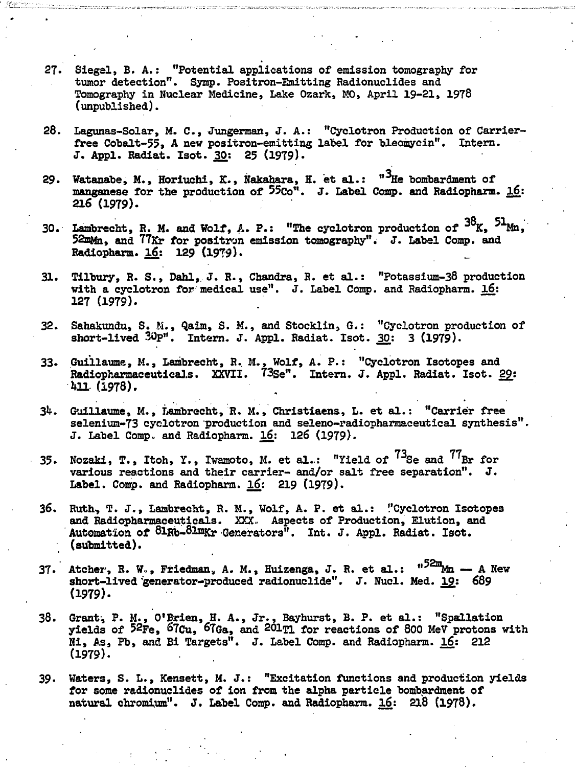27. Siegel, B. A.: "Potential applications of emission tomography for tumor detection". Symp. Positron-Emitting Radionuclides and Tomography in Nuclear Medicine, Lake Ozark, MO, April 19-21, 1978 (unpublished).

28. Lagunas-Solar, M. C., Jungerman, J. A.: "Cyclotron Production of Carrier-free Cobalt-55, A new positron-emitting label for bleomycin". Intern. J. Appl. Radiat. Isot. 30: 25 (1979).

29. Watanabe, M., Horiuchi, K., Nakahara, H. et al.: "$^{3}$He bombardment of manganese for the production of $^{55}$Co". J. Label Comp. and Radiopharm. 16: 216 (1979).

30. Lambrecht, R. M. and Wolf, A. P.: "The cyclotron production of $^{38}$K, $^{51}$Mn, $^{52m}$Mn, and $^{77}$Kr for positron emission tomography". J. Label Comp. and Radiopharm. 16: 129 (1979).

31. Tilbury, R. S., Dahl, J. R., Chandra, R. et al.: "Potassium-38 production with a cyclotron for medical use". J. Label Comp. and Radiopharm. 16: 127 (1979).

32. Sahakundu, S. M., Qaim, S. M., and Stocklin, G.: "Cyclotron production of short-lived $^{30}$P". Intern. J. Appl. Radiat. Isot. 30: 3 (1979).

33. Guillaume, M., Lambrecht, R. M., Wolf, A. P.: "Cyclotron Isotopes and Radiopharmaceuticals. XXVII. $^{73}$Se". Intern. J. Appl. Radiat. Isot. 29: 411 (1978).

34. Guillaume, M., Lambrecht, R. M., Christiaens, L. et al.: "Carrier free selenium-73 cyclotron production and seleno-radiopharmaceutical synthesis". J. Label Comp. and Radiopharm. 16: 126 (1979).

35. Nozaki, T., Itoh, Y., Iwamoto, M. et al.: "Yield of $^{73}$Se and $^{77}$Br for various reactions and their carrier- and/or salt free separation". J. Label. Comp. and Radiopharm. 16: 219 (1979).

36. Ruth, T. J., Lambrecht, R. M., Wolf, A. P. et al.: "Cyclotron Isotopes and Radiopharmaceuticals. XXX. Aspects of Production, Elution, and Automation of $^{81}$Rb-$^{81m}$Kr Generators". Int. J. Appl. Radiat. Isot. (submitted).

37. Atcher, R. W., Friedman, A. M., Huizenga, J. R. et al.: "$^{52m}$Mn — A New short-lived generator-produced radionuclide". J. Nucl. Med. 19: 689 (1979).

38. Grant, P. M., O'Brien, H. A., Jr., Bayhurst, B. P. et al.: "Spallation yields of $^{52}$Fe, $^{67}$Cu, $^{67}$Ga, and $^{201}$Tl for reactions of 800 MeV protons with Ni, As, Pb, and Bi Targets". J. Label Comp. and Radiopharm. 16: 212 (1979).

39. Waters, S. L., Kensett, M. J.: "Excitation functions and production yields for some radionuclides of ion from the alpha particle bombardment of natural chromium". J. Label Comp. and Radiopharm. 16: 218 (1978).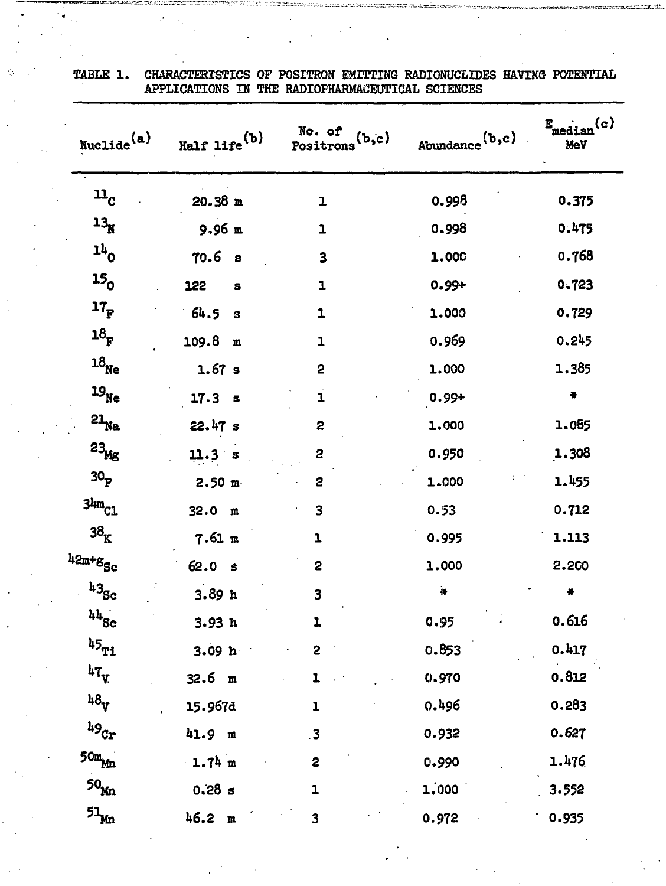TABLE 1. CHARACTERISTICS OF POSITRON EMITTING RADIONUCLIDES HAVING POTENTIAL APPLICATIONS IN THE RADIOPHARMACEUTICAL SCIENCES

| Nuclide[(a)] | Half life[(b)] | No. of Positrons[(b,c)] | Abundance[(b,c)] | $E_{median}$[(c)] MeV |
|---|---|---|---|---|
| $^{11}C$ | 20.38 m | 1 | 0.998 | 0.375 |
| $^{13}N$ | 9.96 m | 1 | 0.998 | 0.475 |
| $^{14}O$ | 70.6 s | 3 | 1.000 | 0.768 |
| $^{15}O$ | 122 s | 1 | 0.99+ | 0.723 |
| $^{17}F$ | 64.5 s | 1 | 1.000 | 0.729 |
| $^{18}F$ | 109.8 m | 1 | 0.969 | 0.245 |
| $^{18}Ne$ | 1.67 s | 2 | 1.000 | 1.385 |
| $^{19}Ne$ | 17.3 s | 1 | 0.99+ | * |
| $^{21}Na$ | 22.47 s | 2 | 1.000 | 1.085 |
| $^{23}Mg$ | 11.3 s | 2 | 0.950 | 1.308 |
| $^{30}P$ | 2.50 m | 2 | 1.000 | 1.455 |
| $^{34m}Cl$ | 32.0 m | 3 | 0.53 | 0.712 |
| $^{38}K$ | 7.61 m | 1 | 0.995 | 1.113 |
| $^{42m+g}Sc$ | 62.0 s | 2 | 1.000 | 2.200 |
| $^{43}Sc$ | 3.89 h | 3 | * | * |
| $^{44}Sc$ | 3.93 h | 1 | 0.95 | 0.616 |
| $^{45}Ti$ | 3.09 h | 2 | 0.853 | 0.417 |
| $^{47}V$ | 32.6 m | 1 | 0.970 | 0.812 |
| $^{48}V$ | 15.967d | 1 | 0.496 | 0.283 |
| $^{49}Cr$ | 41.9 m | 3 | 0.932 | 0.627 |
| $^{50m}Mn$ | 1.74 m | 2 | 0.990 | 1.476 |
| $^{50}Mn$ | 0.28 s | 1 | 1.000 | 3.552 |
| $^{51}Mn$ | 46.2 m | 3 | 0.972 | 0.935 |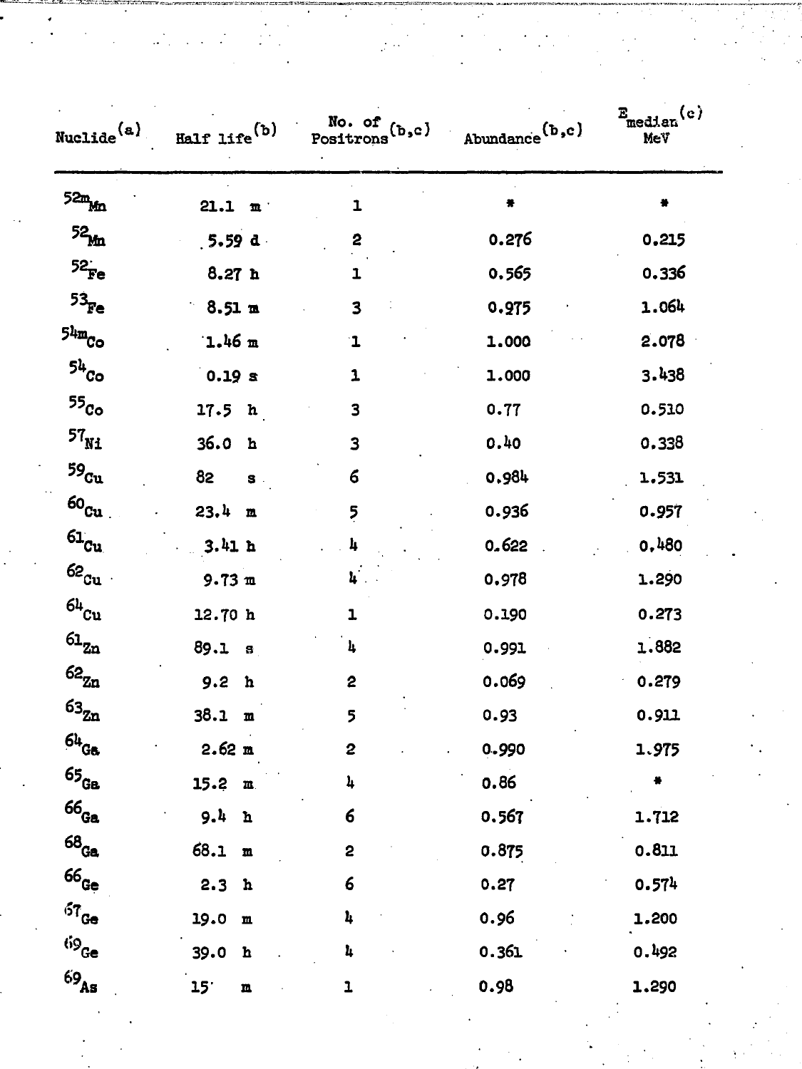| Nuclide[a] | Half life[b] | No. of Positrons[b,c] | Abundance[b,c] | $E_{median}$[c] MeV |
|---|---|---|---|---|
| $^{52m}Mn$ | 21.1 m | 1 | * | * |
| $^{52}Mn$ | 5.59 d | 2 | 0.276 | 0.215 |
| $^{52}Fe$ | 8.27 h | 1 | 0.565 | 0.336 |
| $^{53}Fe$ | 8.51 m | 3 | 0.975 | 1.064 |
| $^{54m}Co$ | 1.46 m | 1 | 1.000 | 2.078 |
| $^{54}Co$ | 0.19 s | 1 | 1.000 | 3.438 |
| $^{55}Co$ | 17.5 h | 3 | 0.77 | 0.510 |
| $^{57}Ni$ | 36.0 h | 3 | 0.40 | 0.338 |
| $^{59}Cu$ | 82 s | 6 | 0.984 | 1.531 |
| $^{60}Cu$ | 23.4 m | 5 | 0.936 | 0.957 |
| $^{61}Cu$ | 3.41 h | 4 | 0.622 | 0.480 |
| $^{62}Cu$ | 9.73 m | 4 | 0.978 | 1.290 |
| $^{64}Cu$ | 12.70 h | 1 | 0.190 | 0.273 |
| $^{61}Zn$ | 89.1 s | 4 | 0.991 | 1.882 |
| $^{62}Zn$ | 9.2 h | 2 | 0.069 | 0.279 |
| $^{63}Zn$ | 38.1 m | 5 | 0.93 | 0.911 |
| $^{64}Ga$ | 2.62 m | 2 | 0.990 | 1.975 |
| $^{65}Ga$ | 15.2 m | 4 | 0.86 | * |
| $^{66}Ga$ | 9.4 h | 6 | 0.567 | 1.712 |
| $^{68}Ga$ | 68.1 m | 2 | 0.875 | 0.811 |
| $^{66}Ge$ | 2.3 h | 6 | 0.27 | 0.574 |
| $^{67}Ge$ | 19.0 m | 4 | 0.96 | 1.200 |
| $^{69}Ge$ | 39.0 h | 4 | 0.361 | 0.492 |
| $^{69}As$ | 15 m | 1 | 0.98 | 1.290 |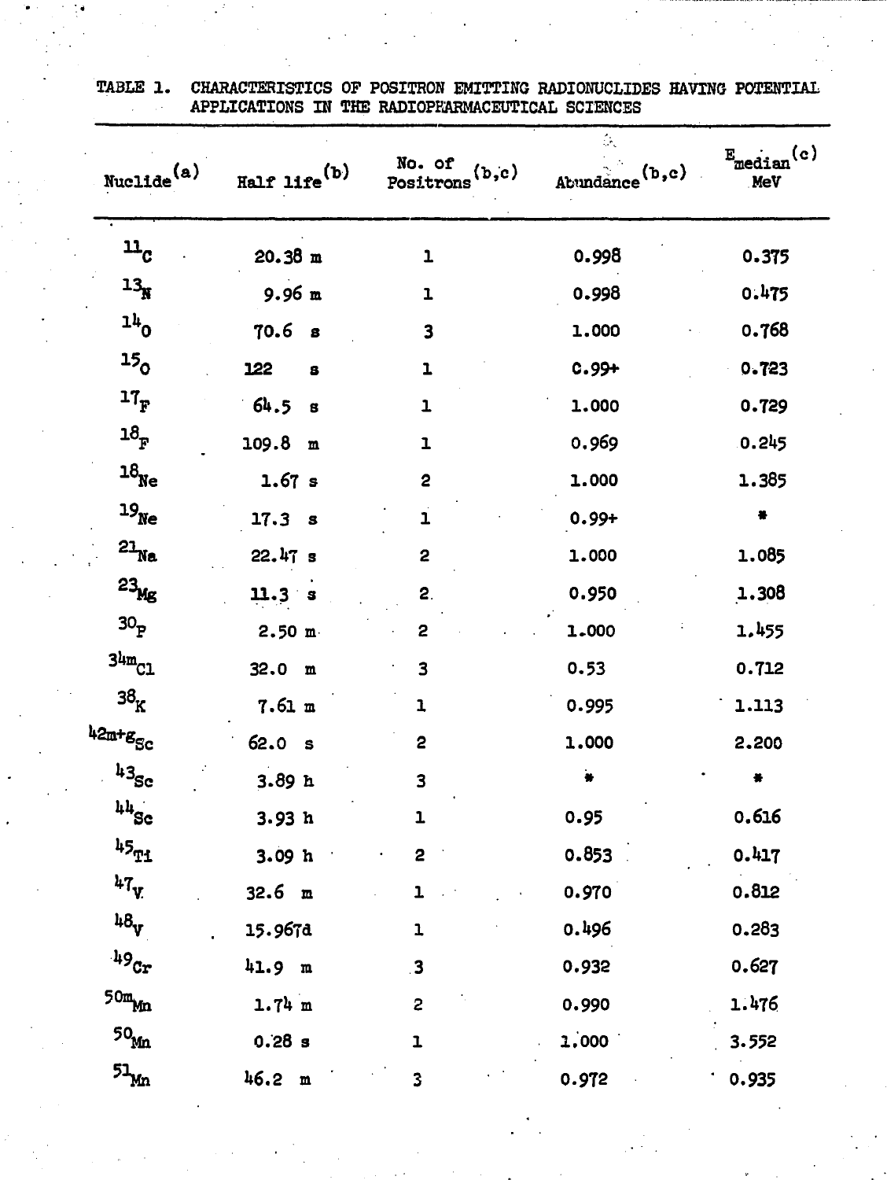TABLE 1. CHARACTERISTICS OF POSITRON EMITTING RADIONUCLIDES HAVING POTENTIAL APPLICATIONS IN THE RADIOPHARMACEUTICAL SCIENCES

| Nuclide[(a)] | Half life[(b)] | No. of Positrons[(b,c)] | Abundance[(b,c)] | $E_{median}$[(c)] MeV |
|---|---|---|---|---|
| $^{11}C$ | 20.38 m | 1 | 0.998 | 0.375 |
| $^{13}N$ | 9.96 m | 1 | 0.998 | 0.475 |
| $^{14}O$ | 70.6 s | 3 | 1.000 | 0.768 |
| $^{15}O$ | 122 s | 1 | 0.99+ | 0.723 |
| $^{17}F$ | 64.5 s | 1 | 1.000 | 0.729 |
| $^{18}F$ | 109.8 m | 1 | 0.969 | 0.245 |
| $^{18}Ne$ | 1.67 s | 2 | 1.000 | 1.385 |
| $^{19}Ne$ | 17.3 s | 1 | 0.99+ | * |
| $^{21}Na$ | 22.47 s | 2 | 1.000 | 1.085 |
| $^{23}Mg$ | 11.3 s | 2 | 0.950 | 1.308 |
| $^{30}P$ | 2.50 m | 2 | 1.000 | 1.455 |
| $^{34m}Cl$ | 32.0 m | 3 | 0.53 | 0.712 |
| $^{38}K$ | 7.61 m | 1 | 0.995 | 1.113 |
| $^{42m+g}Sc$ | 62.0 s | 2 | 1.000 | 2.200 |
| $^{43}Sc$ | 3.89 h | 3 | * | * |
| $^{44}Sc$ | 3.93 h | 1 | 0.95 | 0.616 |
| $^{45}Ti$ | 3.09 h | 2 | 0.853 | 0.417 |
| $^{47}V$ | 32.6 m | 1 | 0.970 | 0.812 |
| $^{48}V$ | 15.967d | 1 | 0.496 | 0.283 |
| $^{49}Cr$ | 41.9 m | 3 | 0.932 | 0.627 |
| $^{50m}Mn$ | 1.74 m | 2 | 0.990 | 1.476 |
| $^{50}Mn$ | 0.28 s | 1 | 1.000 | 3.552 |
| $^{51}Mn$ | 46.2 m | 3 | 0.972 | 0.935 |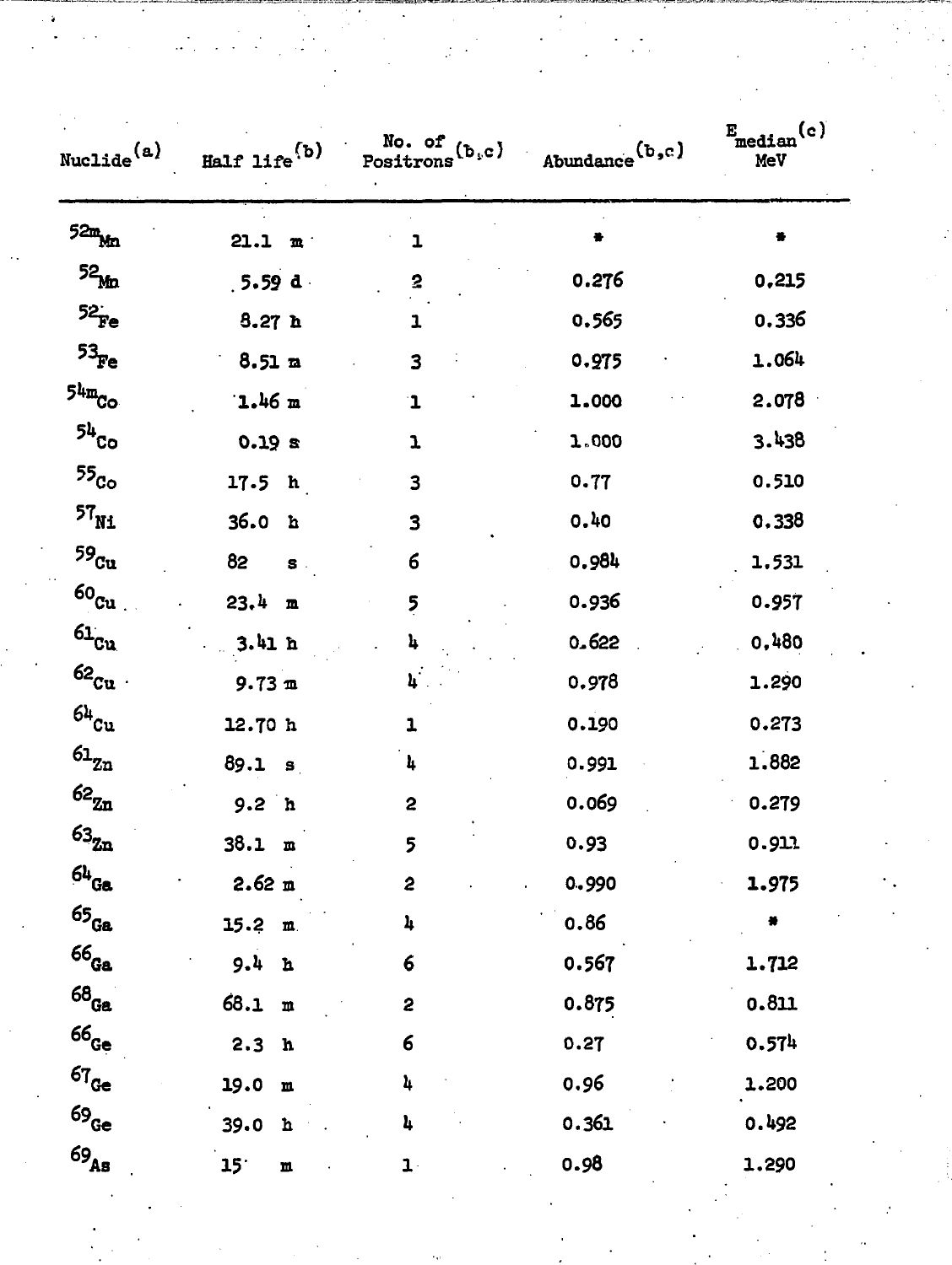| Nuclide[(a)] | Half life[(b)] | No. of Positrons[(b,c)] | Abundance[(b,c)] | $E_{median}$[(c)] MeV |
|---|---|---|---|---|
| $^{52m}Mn$ | 21.1 m | 1 | * | * |
| $^{52}Mn$ | 5.59 d | 2 | 0.276 | 0.215 |
| $^{52}Fe$ | 8.27 h | 1 | 0.565 | 0.336 |
| $^{53}Fe$ | 8.51 m | 3 | 0.975 | 1.064 |
| $^{54m}Co$ | 1.46 m | 1 | 1.000 | 2.078 |
| $^{54}Co$ | 0.19 s | 1 | 1.000 | 3.438 |
| $^{55}Co$ | 17.5 h | 3 | 0.77 | 0.510 |
| $^{57}Ni$ | 36.0 h | 3 | 0.40 | 0.338 |
| $^{59}Cu$ | 82 s | 6 | 0.984 | 1.531 |
| $^{60}Cu$ | 23.4 m | 5 | 0.936 | 0.957 |
| $^{61}Cu$ | 3.41 h | 4 | 0.622 | 0.480 |
| $^{62}Cu$ | 9.73 m | 4 | 0.978 | 1.290 |
| $^{64}Cu$ | 12.70 h | 1 | 0.190 | 0.273 |
| $^{61}Zn$ | 89.1 s | 4 | 0.991 | 1.882 |
| $^{62}Zn$ | 9.2 h | 2 | 0.069 | 0.279 |
| $^{63}Zn$ | 38.1 m | 5 | 0.93 | 0.911 |
| $^{64}Ga$ | 2.62 m | 2 | 0.990 | 1.975 |
| $^{65}Ga$ | 15.2 m | 4 | 0.86 | * |
| $^{66}Ga$ | 9.4 h | 6 | 0.567 | 1.712 |
| $^{68}Ga$ | 68.1 m | 2 | 0.875 | 0.811 |
| $^{66}Ge$ | 2.3 h | 6 | 0.27 | 0.574 |
| $^{67}Ge$ | 19.0 m | 4 | 0.96 | 1.200 |
| $^{69}Ge$ | 39.0 h | 4 | 0.361 | 0.492 |
| $^{69}As$ | 15 m | 1 | 0.98 | 1.290 |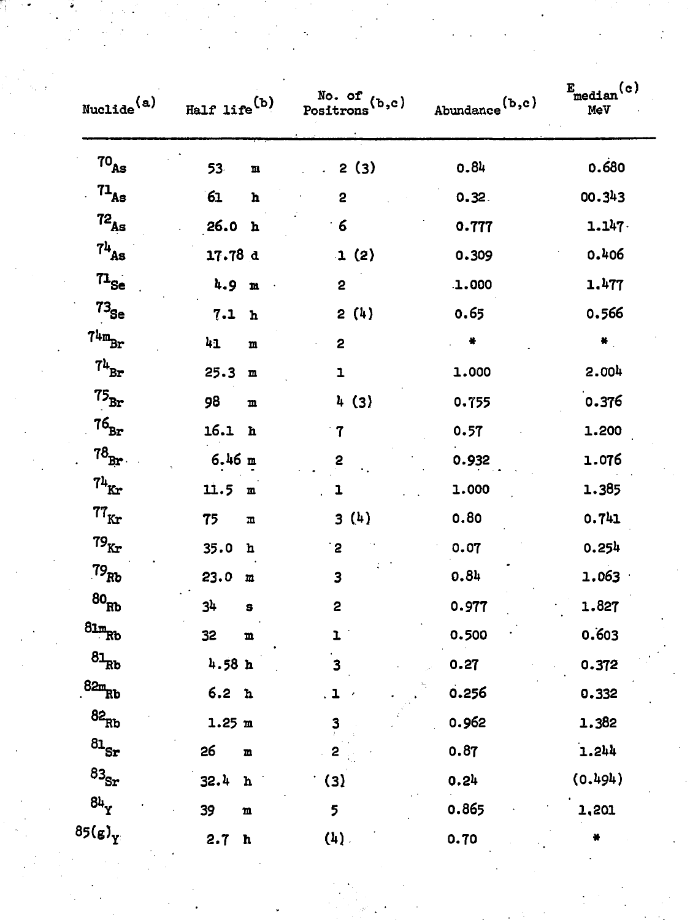| Nuclide[a] | Half life[b] | No. of Positrons[b,c] | Abundance[b,c] | $E_{median}$[c] MeV |
|---|---|---|---|---|
| $^{70}As$ | 53 m | 2 (3) | 0.84 | 0.680 |
| $^{71}As$ | 61 h | 2 | 0.32 | 00.343 |
| $^{72}As$ | 26.0 h | 6 | 0.777 | 1.147 |
| $^{74}As$ | 17.78 d | 1 (2) | 0.309 | 0.406 |
| $^{71}Se$ | 4.9 m | 2 | 1.000 | 1.477 |
| $^{73}Se$ | 7.1 h | 2 (4) | 0.65 | 0.566 |
| $^{74m}Br$ | 41 m | 2 | * | * |
| $^{74}Br$ | 25.3 m | 1 | 1.000 | 2.004 |
| $^{75}Br$ | 98 m | 4 (3) | 0.755 | 0.376 |
| $^{76}Br$ | 16.1 h | 7 | 0.57 | 1.200 |
| $^{78}Br$ | 6.46 m | 2 | 0.932 | 1.076 |
| $^{74}Kr$ | 11.5 m | 1 | 1.000 | 1.385 |
| $^{77}Kr$ | 75 m | 3 (4) | 0.80 | 0.741 |
| $^{79}Kr$ | 35.0 h | 2 | 0.07 | 0.254 |
| $^{79}Rb$ | 23.0 m | 3 | 0.84 | 1.063 |
| $^{80}Rb$ | 34 s | 2 | 0.977 | 1.827 |
| $^{81m}Rb$ | 32 m | 1 | 0.500 | 0.603 |
| $^{81}Rb$ | 4.58 h | 3 | 0.27 | 0.372 |
| $^{82m}Rb$ | 6.2 h | 1 | 0.256 | 0.332 |
| $^{82}Rb$ | 1.25 m | 3 | 0.962 | 1.382 |
| $^{81}Sr$ | 26 m | 2 | 0.87 | 1.244 |
| $^{83}Sr$ | 32.4 h | (3) | 0.24 | (0.494) |
| $^{84}Y$ | 39 m | 5 | 0.865 | 1.201 |
| $^{85(g)}Y$ | 2.7 h | (4) | 0.70 | * |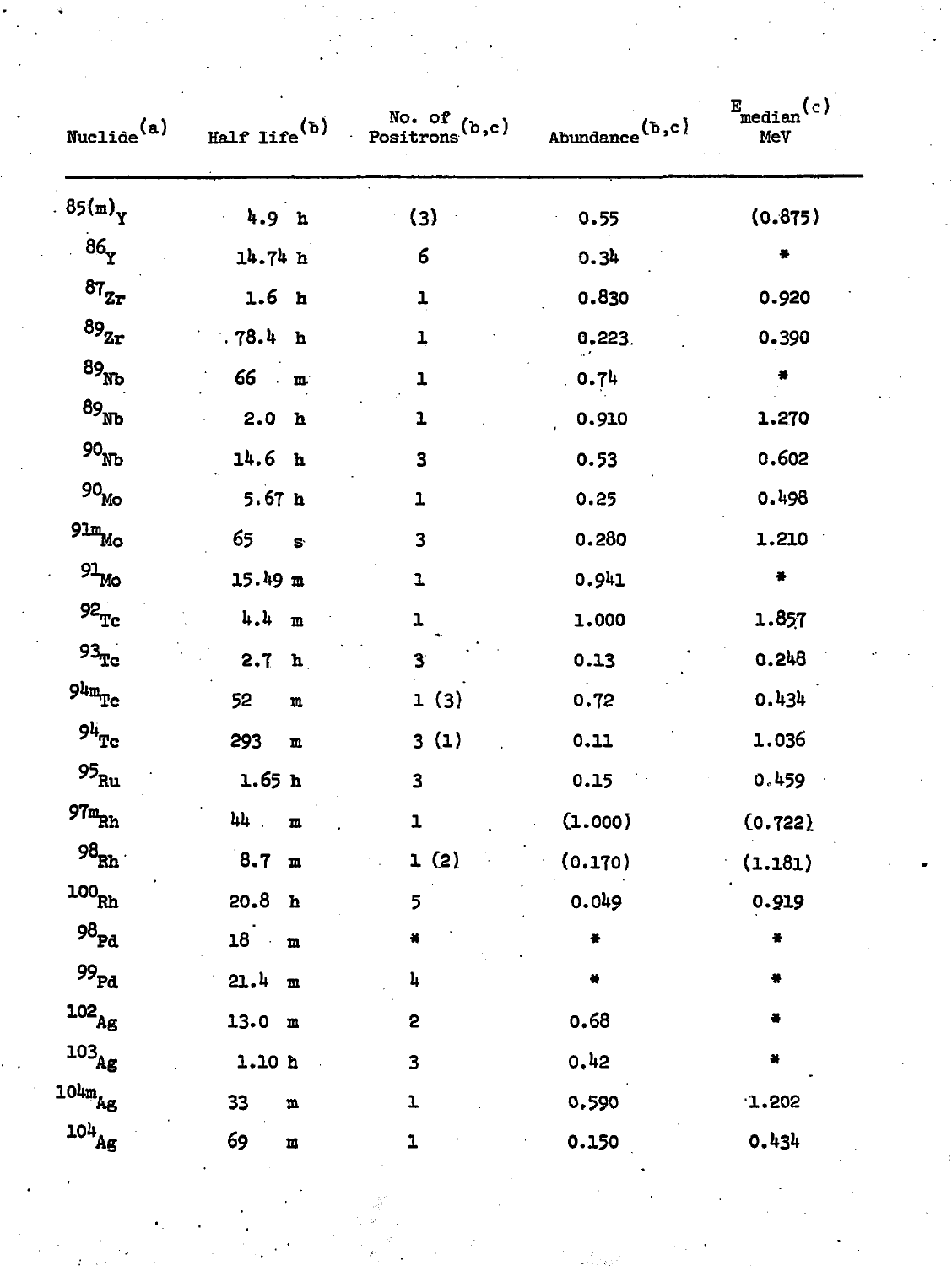| Nuclide[a] | Half life[b] | No. of Positrons[b,c] | Abundance[b,c] | $E_{median}$[c] MeV |
|---|---|---|---|---|
| $^{85(m)}Y$ | 4.9 h | (3) | 0.55 | (0.875) |
| $^{86}Y$ | 14.74 h | 6 | 0.34 | * |
| $^{87}Zr$ | 1.6 h | 1 | 0.830 | 0.920 |
| $^{89}Zr$ | 78.4 h | 1 | 0.223 | 0.390 |
| $^{89}Nb$ | 66 m | 1 | 0.74 | * |
| $^{89}Nb$ | 2.0 h | 1 | 0.910 | 1.270 |
| $^{90}Nb$ | 14.6 h | 3 | 0.53 | 0.602 |
| $^{90}Mo$ | 5.67 h | 1 | 0.25 | 0.498 |
| $^{91m}Mo$ | 65 s | 3 | 0.280 | 1.210 |
| $^{91}Mo$ | 15.49 m | 1 | 0.941 | * |
| $^{92}Tc$ | 4.4 m | 1 | 1.000 | 1.857 |
| $^{93}Tc$ | 2.7 h | 3 | 0.13 | 0.248 |
| $^{94m}Tc$ | 52 m | 1 (3) | 0.72 | 0.434 |
| $^{94}Tc$ | 293 m | 3 (1) | 0.11 | 1.036 |
| $^{95}Ru$ | 1.65 h | 3 | 0.15 | 0.459 |
| $^{97m}Rh$ | 44 m | 1 | (1.000) | (0.722) |
| $^{98}Rh$ | 8.7 m | 1 (2) | (0.170) | (1.181) |
| $^{100}Rh$ | 20.8 h | 5 | 0.049 | 0.919 |
| $^{98}Pd$ | 18 m | * | * | * |
| $^{99}Pd$ | 21.4 m | 4 | * | * |
| $^{102}Ag$ | 13.0 m | 2 | 0.68 | * |
| $^{103}Ag$ | 1.10 h | 3 | 0.42 | * |
| $^{104m}Ag$ | 33 m | 1 | 0.590 | 1.202 |
| $^{104}Ag$ | 69 m | 1 | 0.150 | 0.434 |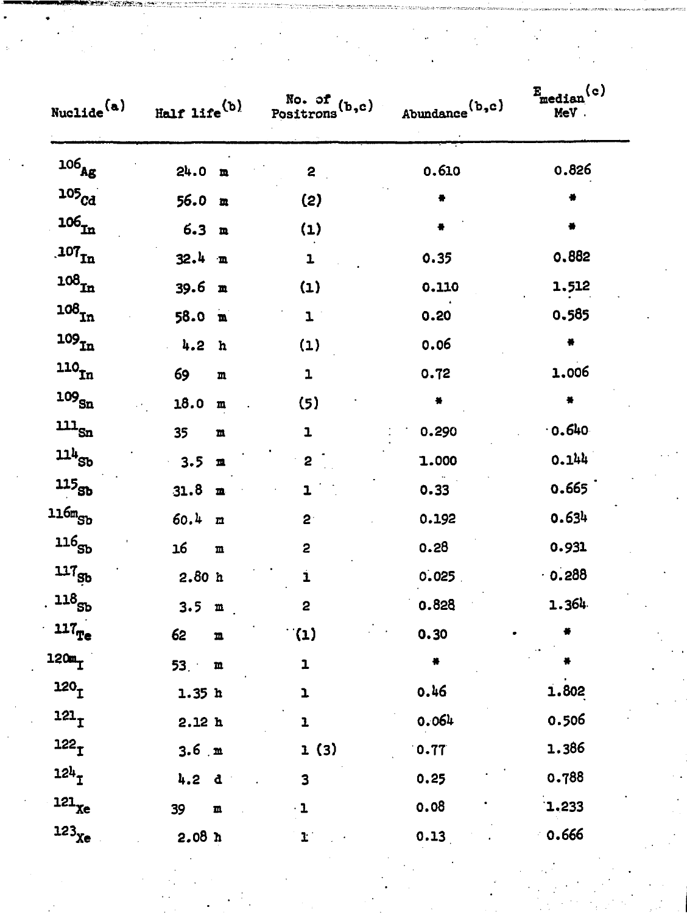| Nuclide[(a)] | Half life[(b)] | No. of Positrons[(b,c)] | Abundance[(b,c)] | $E_{median}$[(c)] MeV |
|---|---|---|---|---|
| $^{106}Ag$ | 24.0 m | 2 | 0.610 | 0.826 |
| $^{105}Cd$ | 56.0 m | (2) | * | * |
| $^{106}In$ | 6.3 m | (1) | * | * |
| $^{107}In$ | 32.4 m | 1 | 0.35 | 0.882 |
| $^{108}In$ | 39.6 m | (1) | 0.110 | 1.512 |
| $^{108}In$ | 58.0 m | 1 | 0.20 | 0.585 |
| $^{109}In$ | 4.2 h | (1) | 0.06 | * |
| $^{110}In$ | 69 m | 1 | 0.72 | 1.006 |
| $^{109}Sn$ | 18.0 m | (5) | * | * |
| $^{111}Sn$ | 35 m | 1 | 0.290 | 0.640 |
| $^{114}Sb$ | 3.5 m | 2 | 1.000 | 0.144 |
| $^{115}Sb$ | 31.8 m | 1 | 0.33 | 0.665 |
| $^{116m}Sb$ | 60.4 m | 2 | 0.192 | 0.634 |
| $^{116}Sb$ | 16 m | 2 | 0.28 | 0.931 |
| $^{117}Sb$ | 2.80 h | 1 | 0.025 | 0.288 |
| $^{118}Sb$ | 3.5 m | 2 | 0.828 | 1.364 |
| $^{117}Te$ | 62 m | (1) | 0.30 | * |
| $^{120m}I$ | 53 m | 1 | * | * |
| $^{120}I$ | 1.35 h | 1 | 0.46 | 1.802 |
| $^{121}I$ | 2.12 h | 1 | 0.064 | 0.506 |
| $^{122}I$ | 3.6 m | 1 (3) | 0.77 | 1.386 |
| $^{124}I$ | 4.2 d | 3 | 0.25 | 0.788 |
| $^{121}Xe$ | 39 m | 1 | 0.08 | 1.233 |
| $^{123}Xe$ | 2.08 h | 1 | 0.13 | 0.666 |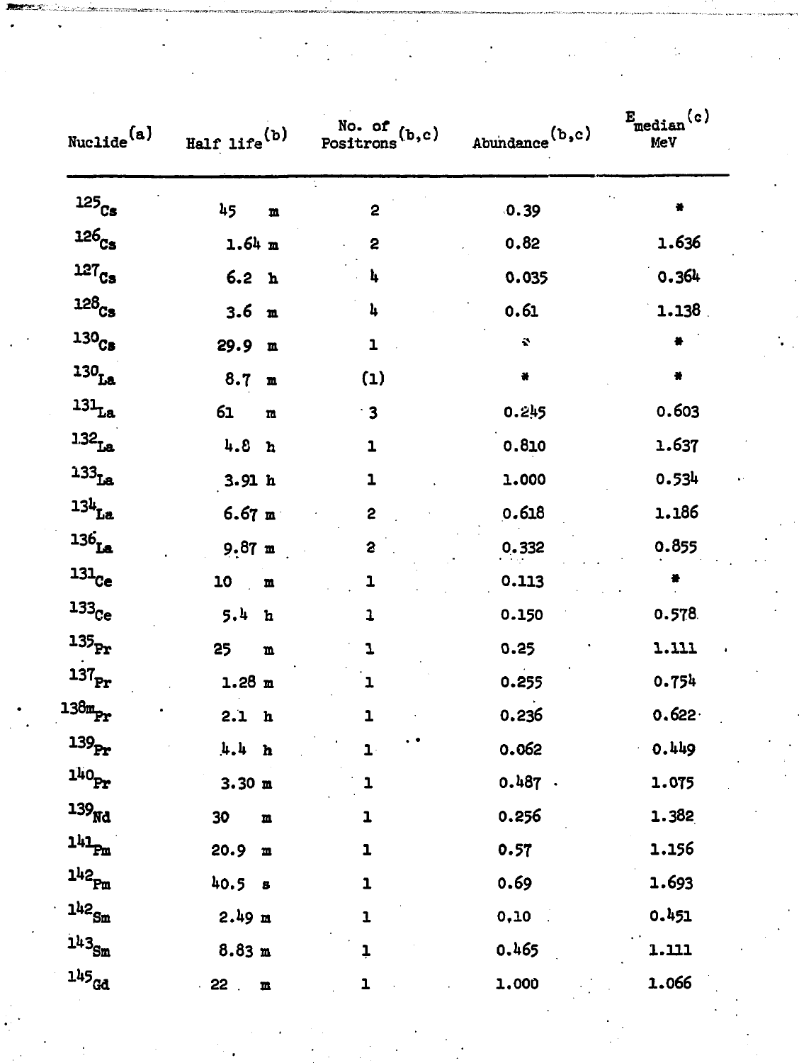| Nuclide[a] | Half life[b] | No. of Positrons[b,c] | Abundance[b,c] | $E_{median}$[c] MeV |
|---|---|---|---|---|
| $^{125}Cs$ | 45 m | 2 | 0.39 | * |
| $^{126}Cs$ | 1.64 m | 2 | 0.82 | 1.636 |
| $^{127}Cs$ | 6.2 h | 4 | 0.035 | 0.364 |
| $^{128}Cs$ | 3.6 m | 4 | 0.61 | 1.138 |
| $^{130}Cs$ | 29.9 m | 1 | * | * |
| $^{130}La$ | 8.7 m | (1) | * | * |
| $^{131}La$ | 61 m | 3 | 0.245 | 0.603 |
| $^{132}La$ | 4.8 h | 1 | 0.810 | 1.637 |
| $^{133}La$ | 3.91 h | 1 | 1.000 | 0.534 |
| $^{134}La$ | 6.67 m | 2 | 0.618 | 1.186 |
| $^{136}La$ | 9.87 m | 2 | 0.332 | 0.855 |
| $^{131}Ce$ | 10 m | 1 | 0.113 | * |
| $^{133}Ce$ | 5.4 h | 1 | 0.150 | 0.578 |
| $^{135}Pr$ | 25 m | 1 | 0.25 | 1.111 |
| $^{137}Pr$ | 1.28 m | 1 | 0.255 | 0.754 |
| $^{138m}Pr$ | 2.1 h | 1 | 0.236 | 0.622 |
| $^{139}Pr$ | 4.4 h | 1 | 0.062 | 0.449 |
| $^{140}Pr$ | 3.30 m | 1 | 0.487 | 1.075 |
| $^{139}Nd$ | 30 m | 1 | 0.256 | 1.382 |
| $^{141}Pm$ | 20.9 m | 1 | 0.57 | 1.156 |
| $^{142}Pm$ | 40.5 s | 1 | 0.69 | 1.693 |
| $^{142}Sm$ | 2.49 m | 1 | 0.10 | 0.451 |
| $^{143}Sm$ | 8.83 m | 1 | 0.465 | 1.111 |
| $^{145}Gd$ | 22 m | 1 | 1.000 | 1.066 |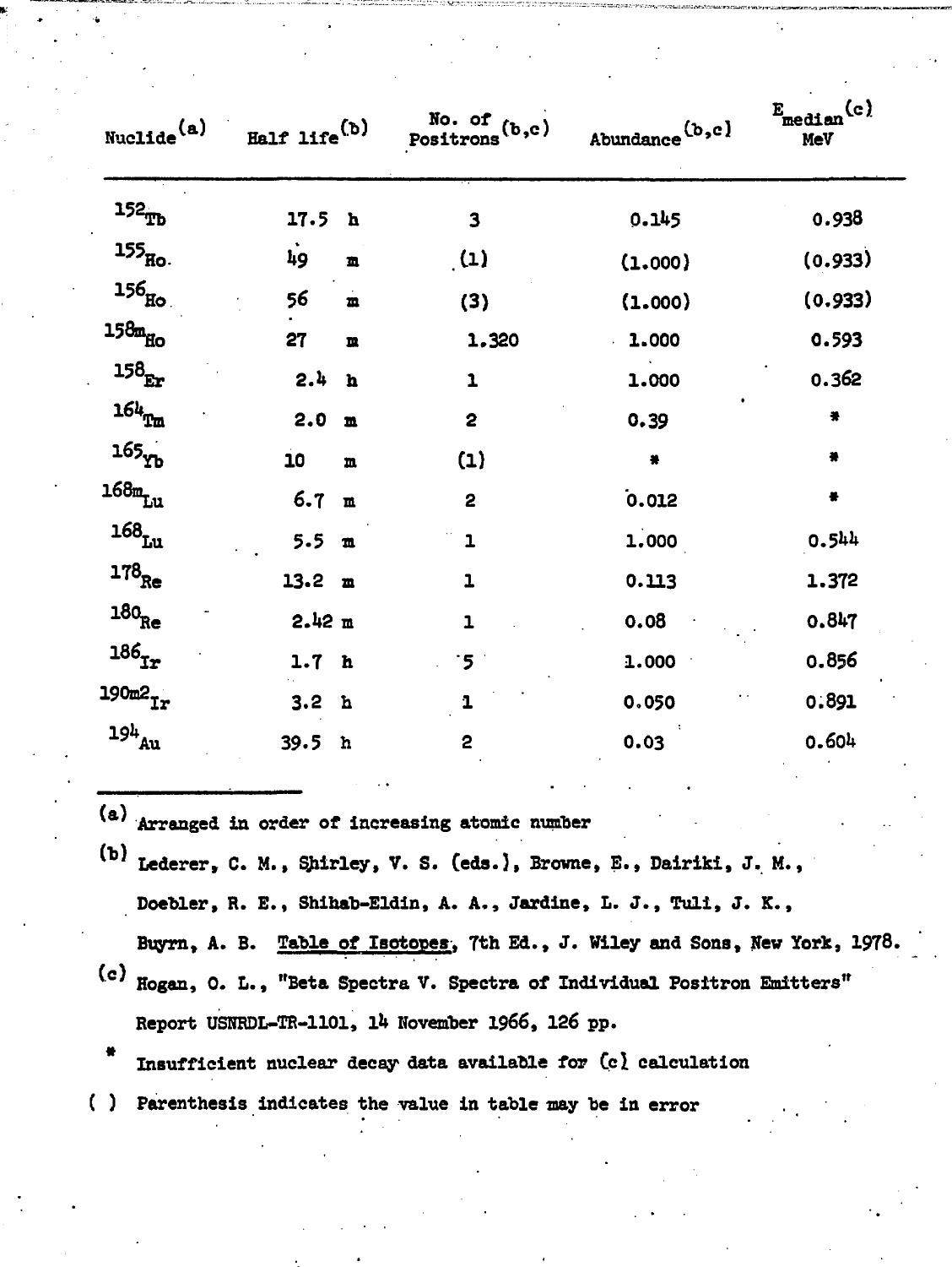| Nuclide[(a)] | Half life[(b)] | No. of Positrons[(b,c)] | Abundance[(b,c)] | $E_{median}$[(c)] MeV |
|---|---|---|---|---|
| $^{152}Tb$ | 17.5 h | 3 | 0.145 | 0.938 |
| $^{155}Ho$ | 49 m | (1) | (1.000) | (0.933) |
| $^{156}Ho$ | 56 m | (3) | (1.000) | (0.933) |
| $^{158m}Ho$ | 27 m | 1.320 | 1.000 | 0.593 |
| $^{158}Er$ | 2.4 h | 1 | 1.000 | 0.362 |
| $^{164}Tm$ | 2.0 m | 2 | 0.39 | * |
| $^{165}Yb$ | 10 m | (1) | * | * |
| $^{168m}Lu$ | 6.7 m | 2 | 0.012 | * |
| $^{168}Lu$ | 5.5 m | 1 | 1.000 | 0.544 |
| $^{178}Re$ | 13.2 m | 1 | 0.113 | 1.372 |
| $^{180}Re$ | 2.42 m | 1 | 0.08 | 0.847 |
| $^{186}Ir$ | 1.7 h | 5 | 1.000 | 0.856 |
| $^{190m2}Ir$ | 3.2 h | 1 | 0.050 | 0.891 |
| $^{194}Au$ | 39.5 h | 2 | 0.03 | 0.604 |

(a) Arranged in order of increasing atomic number

(b) Lederer, C. M., Shirley, V. S. (eds.), Browne, E., Dairiki, J. M., Doebler, R. E., Shihab-Eldin, A. A., Jardine, L. J., Tuli, J. K., Buyrn, A. B. Table of Isotopes, 7th Ed., J. Wiley and Sons, New York, 1978.

(c) Hogan, O. L., "Beta Spectra V. Spectra of Individual Positron Emitters" Report USNRDL-TR-1101, 14 November 1966, 126 pp.

\* Insufficient nuclear decay data available for (c) calculation

( ) Parenthesis indicates the value in table may be in error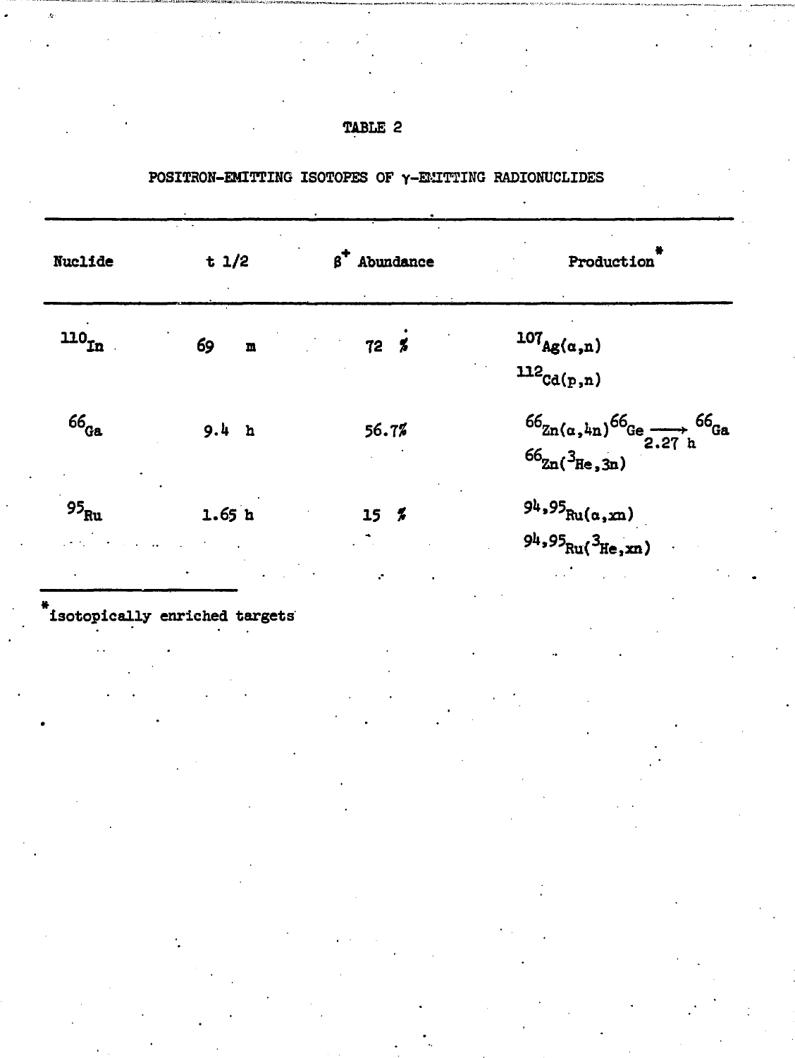TABLE 2

POSITRON-EMITTING ISOTOPES OF γ-EMITTING RADIONUCLIDES

| Nuclide | t 1/2 | $\beta^+$ Abundance | Production* |
|---|---|---|---|
| $^{110}In$ | 69 m | 72 % | $^{107}Ag(\alpha,n)$ |
| | | | $^{112}Cd(p,n)$ |
| $^{66}Ga$ | 9.4 h | 56.7% | $^{66}Zn(\alpha,4n)^{66}Ge \xrightarrow[2.27\ h]{} {}^{66}Ga$ |
| | | | $^{66}Zn(^{3}He,3n)$ |
| $^{95}Ru$ | 1.65 h | 15 % | $^{94,95}Ru(\alpha,xn)$ |
| | | | $^{94,95}Ru(^{3}He,xn)$ |

*isotopically enriched targets